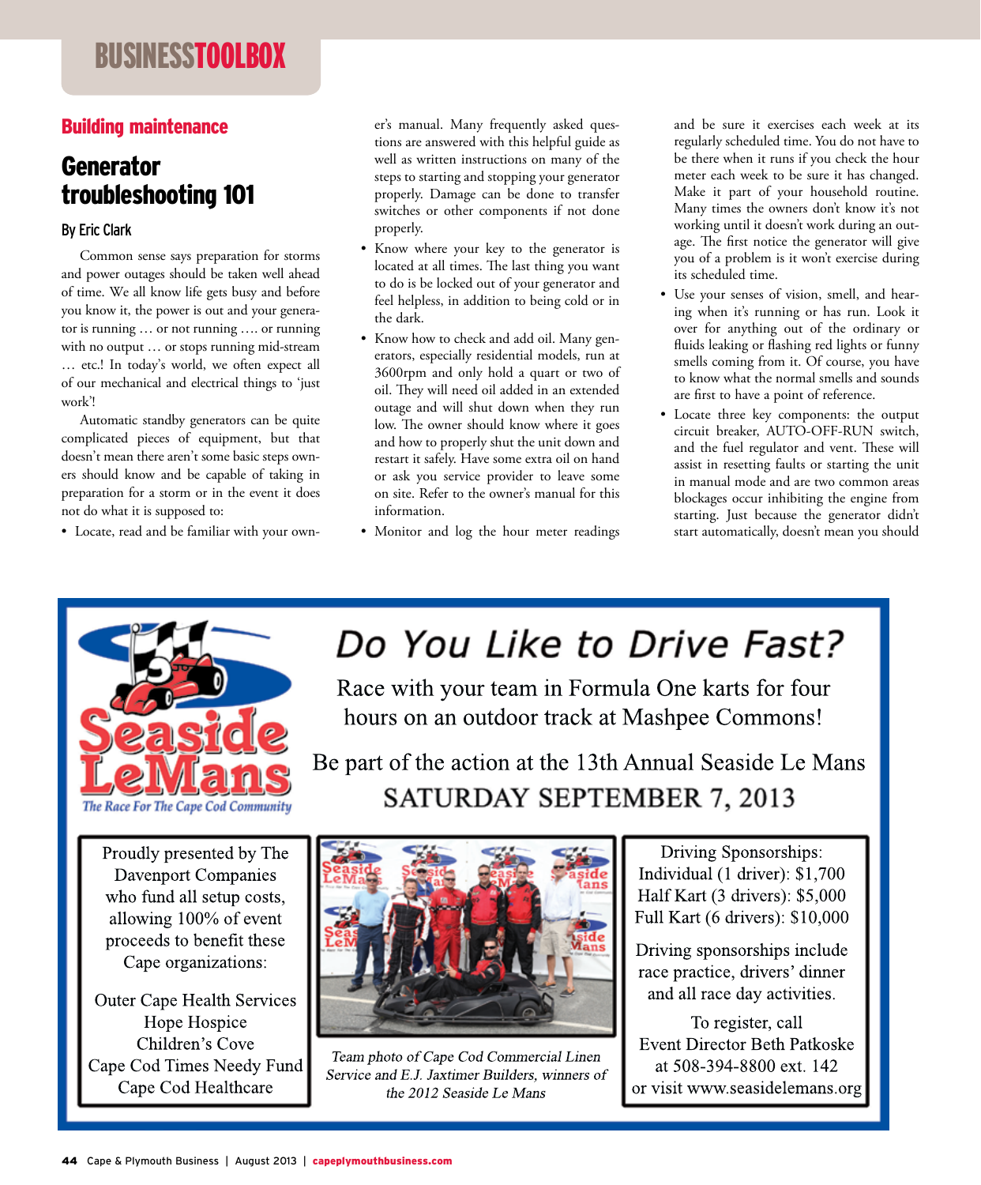# BUSINESS TOOLBOX

**Building maintenance**

## Generator troubleshooting 101

**By Eric Clark**

Common sense says preparation for storms and power outages should be taken well ahead of time. We all know life gets busy and before you know it, the power is out and your generator is running … or not running …. or running with no output … or stops running mid-stream … etc.! In today's world, we often expect all of our mechanical and electrical things to 'just work'!

Automatic standby generators can be quite complicated pieces of equipment, but that doesn't mean there aren't some basic steps owners should know and be capable of taking in preparation for a storm or in the event it does not do what it is supposed to:

- Locate, read and be familiar with your owner's manual. Many frequently asked questions are answered with this helpful guide as well as written instructions on many of the steps to starting and stopping your generator properly. Damage can be done to transfer switches or other components if not done properly.
- Know where your key to the generator is located at all times. The last thing you want to do is be locked out of your generator and feel helpless, in addition to being cold or in the dark.
- Know how to check and add oil. Many generators, especially residential models, run at 3600rpm and only hold a quart or two of oil. They will need oil added in an extended outage and will shut down when they run low. The owner should know where it goes and how to properly shut the unit down and restart it safely. Have some extra oil on hand or ask you service provider to leave some on site. Refer to the owner's manual for this information.
- Monitor and log the hour meter readings and be sure it exercises each week at its regularly scheduled time. You do not have to be there when it runs if you check the hour meter each week to be sure it has changed. Make it part of your household routine. Many times the owners don't know it's not working until it doesn't work during an outage. The first notice the generator will give you of a problem is it won't exercise during its scheduled time.
- Use your senses of vision, smell, and hearing when it's running or has run. Look it over for anything out of the ordinary or fluids leaking or flashing red lights or funny smells coming from it. Of course, you have to know what the normal smells and sounds are first to have a point of reference.
- Locate three key components: the output circuit breaker, AUTO-OFF-RUN switch, and the fuel regulator and vent. These will assist in resetting faults or starting the unit in manual mode and are two common areas blockages occur inhibiting the engine from starting. Just because the generator didn't start automatically, doesn't mean you should

---

**Seaside LeMans** – *The Race For The Cape Cod Community*

## Do You Like to Drive Fast?

Race with your team in Formula One karts for four hours on an outdoor track at Mashpee Commons!

Be part of the action at the 13th Annual Seaside Le Mans

**SATURDAY SEPTEMBER 7, 2013**

Proudly presented by The Davenport Companies who fund all setup costs, allowing 100% of event proceeds to benefit these Cape organizations:

Outer Cape Health Services
Hope Hospice
Children's Cove
Cape Cod Times Needy Fund
Cape Cod Healthcare

*Team photo of Cape Cod Commercial Linen Service and E.J. Jaxtimer Builders, winners of the 2012 Seaside Le Mans*

Driving Sponsorships:
Individual (1 driver): $1,700
Half Kart (3 drivers): $5,000
Full Kart (6 drivers): $10,000

Driving sponsorships include race practice, drivers' dinner and all race day activities.

To register, call Event Director Beth Patkoske at 508-394-8800 ext. 142 or visit www.seasidelemans.org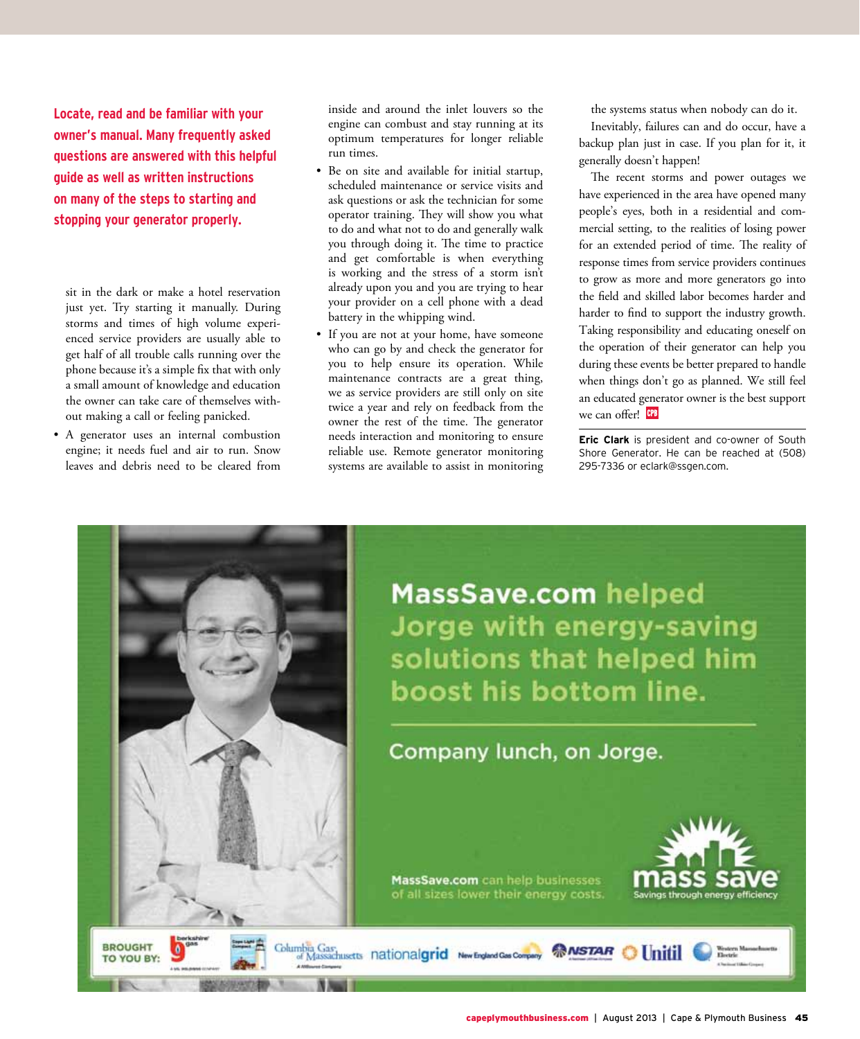**Locate, read and be familiar with your owner's manual. Many frequently asked questions are answered with this helpful guide as well as written instructions on many of the steps to starting and stopping your generator properly.**

sit in the dark or make a hotel reservation just yet. Try starting it manually. During storms and times of high volume experienced service providers are usually able to get half of all trouble calls running over the phone because it's a simple fix that with only a small amount of knowledge and education the owner can take care of themselves without making a call or feeling panicked.

- A generator uses an internal combustion engine; it needs fuel and air to run. Snow leaves and debris need to be cleared from inside and around the inlet louvers so the engine can combust and stay running at its optimum temperatures for longer reliable run times.
- Be on site and available for initial startup, scheduled maintenance or service visits and ask questions or ask the technician for some operator training. They will show you what to do and what not to do and generally walk you through doing it. The time to practice and get comfortable is when everything is working and the stress of a storm isn't already upon you and you are trying to hear your provider on a cell phone with a dead battery in the whipping wind.
- If you are not at your home, have someone who can go by and check the generator for you to help ensure its operation. While maintenance contracts are a great thing, we as service providers are still only on site twice a year and rely on feedback from the owner the rest of the time. The generator needs interaction and monitoring to ensure reliable use. Remote generator monitoring systems are available to assist in monitoring the systems status when nobody can do it.

Inevitably, failures can and do occur, have a backup plan just in case. If you plan for it, it generally doesn't happen!

The recent storms and power outages we have experienced in the area have opened many people's eyes, both in a residential and commercial setting, to the realities of losing power for an extended period of time. The reality of response times from service providers continues to grow as more and more generators go into the field and skilled labor becomes harder and harder to find to support the industry growth. Taking responsibility and educating oneself on the operation of their generator can help you during these events be better prepared to handle when things don't go as planned. We still feel an educated generator owner is the best support we can offer!

**Eric Clark** is president and co-owner of South Shore Generator. He can be reached at (508) 295-7336 or eclark@ssgen.com.

MassSave.com helped Jorge with energy-saving solutions that helped him boost his bottom line.

Company lunch, on Jorge.

MassSave.com can help businesses of all sizes lower their energy costs.

mass save
Savings through energy efficiency

BROUGHT TO YOU BY: Berkshire Gas, Cape Light Compact, Columbia Gas of Massachusetts, nationalgrid, New England Gas Company, NSTAR, Unitil, Western Massachusetts Electric